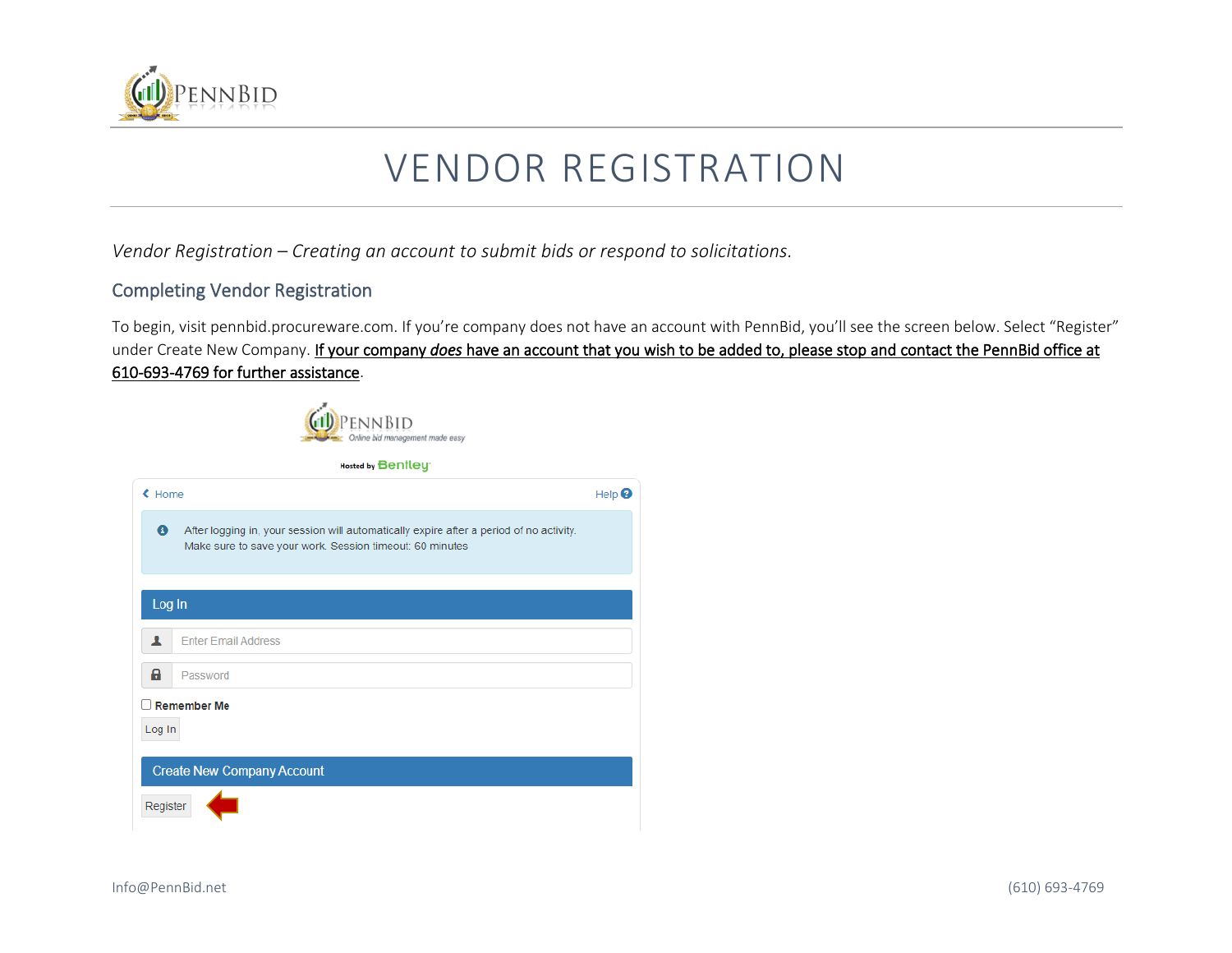# VENDOR REGISTRATION

*Vendor Registration – Creating an account to submit bids or respond to solicitations.*

## Completing Vendor Registration

To begin, visit pennbid.procureware.com. If you're company does not have an account with PennBid, you'll see the screen below. Select "Register" under Create New Company. If your company *does* have an account that you wish to be added to, please stop and contact the PennBid office at 610-693-4769 for further assistance.

Info@PennBid.net (610) 693-4769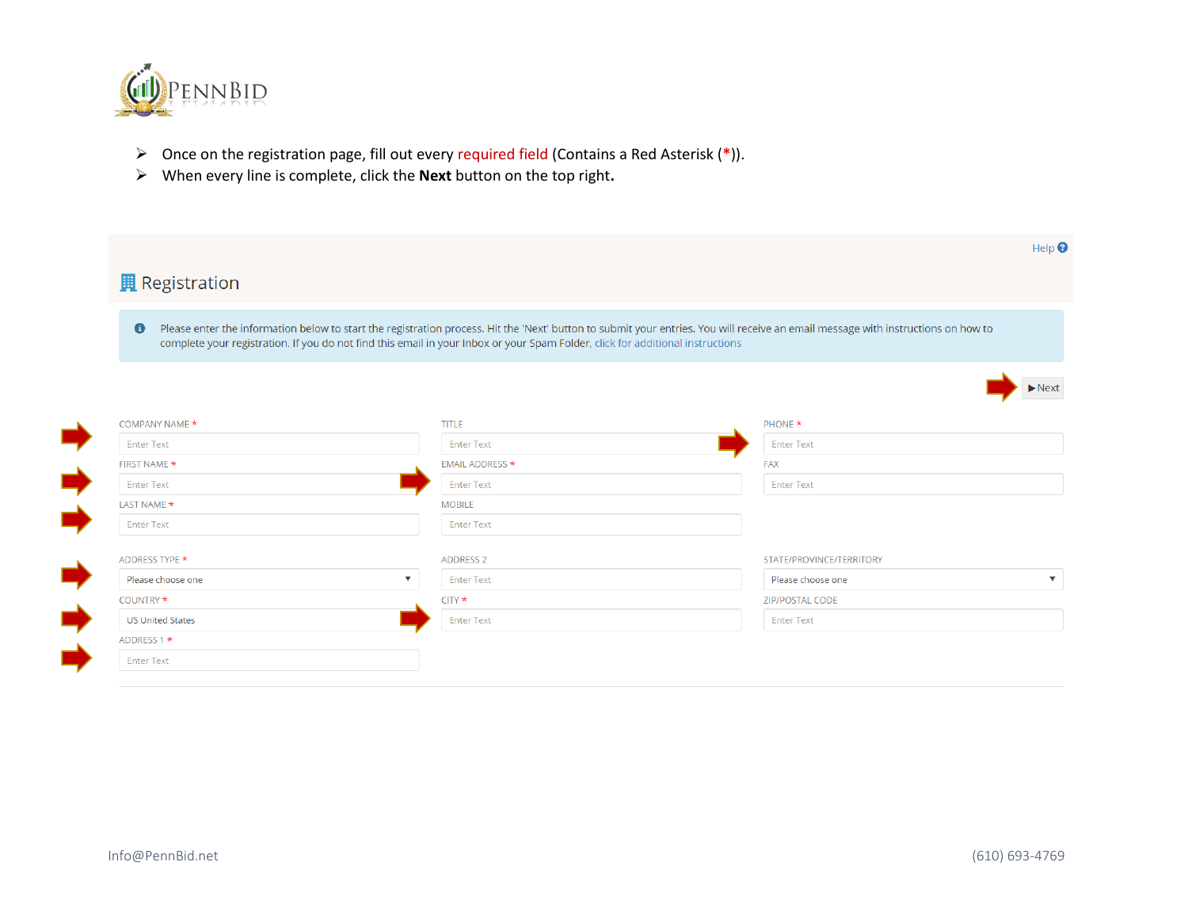- Once on the registration page, fill out every required field (Contains a Red Asterisk (*)).
- When every line is complete, click the **Next** button on the top right.

Help

## Registration

Please enter the information below to start the registration process. Hit the 'Next' button to submit your entries. You will receive an email message with instructions on how to complete your registration. If you do not find this email in your Inbox or your Spam Folder, click for additional instructions

▶Next

COMPANY NAME *
Enter Text

FIRST NAME *
Enter Text

LAST NAME *
Enter Text

TITLE
Enter Text

EMAIL ADDRESS *
Enter Text

MOBILE
Enter Text

PHONE *
Enter Text

FAX
Enter Text

ADDRESS TYPE *
Please choose one

COUNTRY *
US United States

ADDRESS 1 *
Enter Text

ADDRESS 2
Enter Text

CITY *
Enter Text

STATE/PROVINCE/TERRITORY
Please choose one

ZIP/POSTAL CODE
Enter Text

Info@PennBid.net (610) 693-4769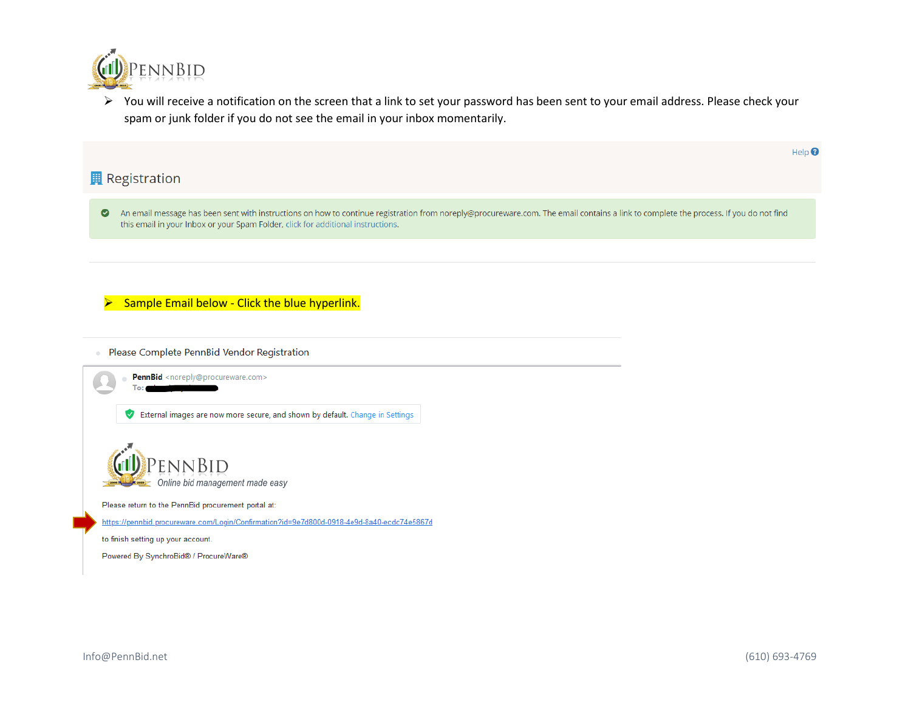- You will receive a notification on the screen that a link to set your password has been sent to your email address. Please check your spam or junk folder if you do not see the email in your inbox momentarily.

Help

## Registration

An email message has been sent with instructions on how to continue registration from noreply@procureware.com. The email contains a link to complete the process. If you do not find this email in your Inbox or your Spam Folder, click for additional instructions.

- **Sample Email below - Click the blue hyperlink.**

Please Complete PennBid Vendor Registration

**PennBid** <noreply@procureware.com>
To:

External images are now more secure, and shown by default. Change in Settings

PENNBID
*Online bid management made easy*

Please return to the PennBid procurement portal at:

https://pennbid.procureware.com/Login/Confirmation?id=9e7d800d-0918-4e9d-8a40-ecdc74e5867d

to finish setting up your account.

Powered By SynchroBid® / ProcureWare®

Info@PennBid.net (610) 693-4769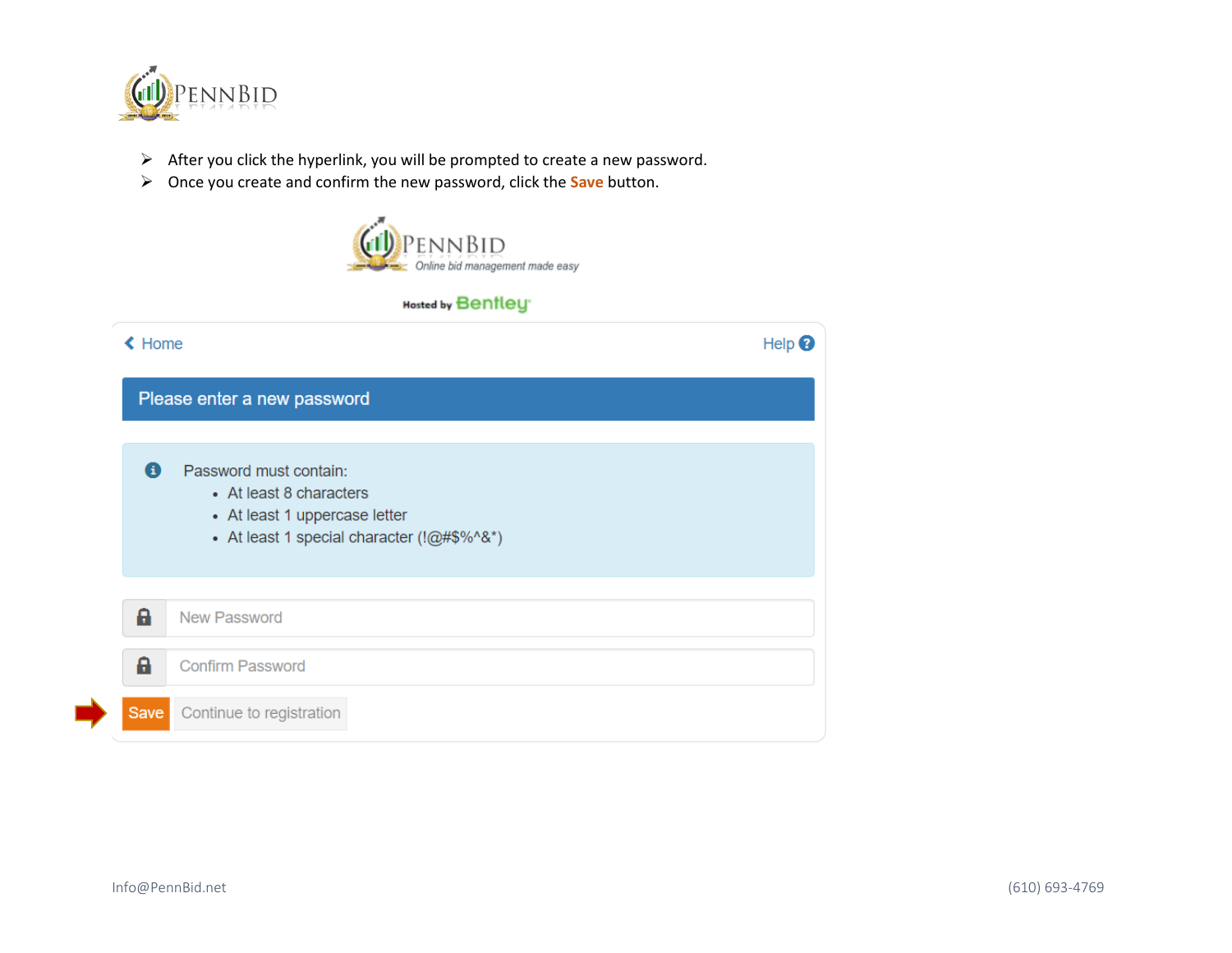- After you click the hyperlink, you will be prompted to create a new password.
- Once you create and confirm the new password, click the **Save** button.

Hosted by Bentley

Home | Help

**Please enter a new password**

Password must contain:

- At least 8 characters
- At least 1 uppercase letter
- At least 1 special character (!@#$%^&*)

New Password

Confirm Password

Save | Continue to registration

Info@PennBid.net | (610) 693-4769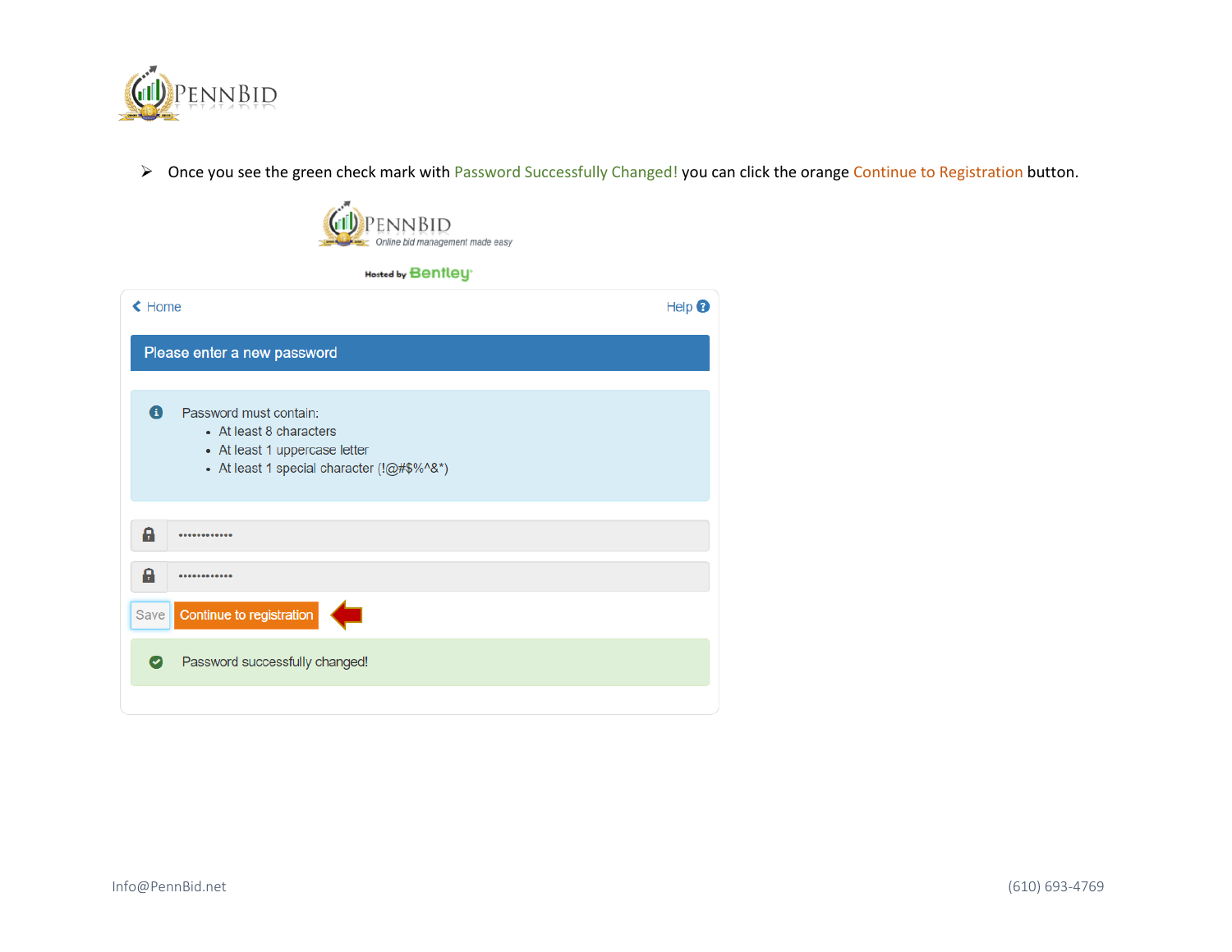- Once you see the green check mark with Password Successfully Changed! you can click the orange Continue to Registration button.

PENNBID
Online bid management made easy

Hosted by Bentley

Home　　Help

**Please enter a new password**

Password must contain:

- At least 8 characters
- At least 1 uppercase letter
- At least 1 special character (!@#$%^&*)

Save　Continue to registration

Password successfully changed!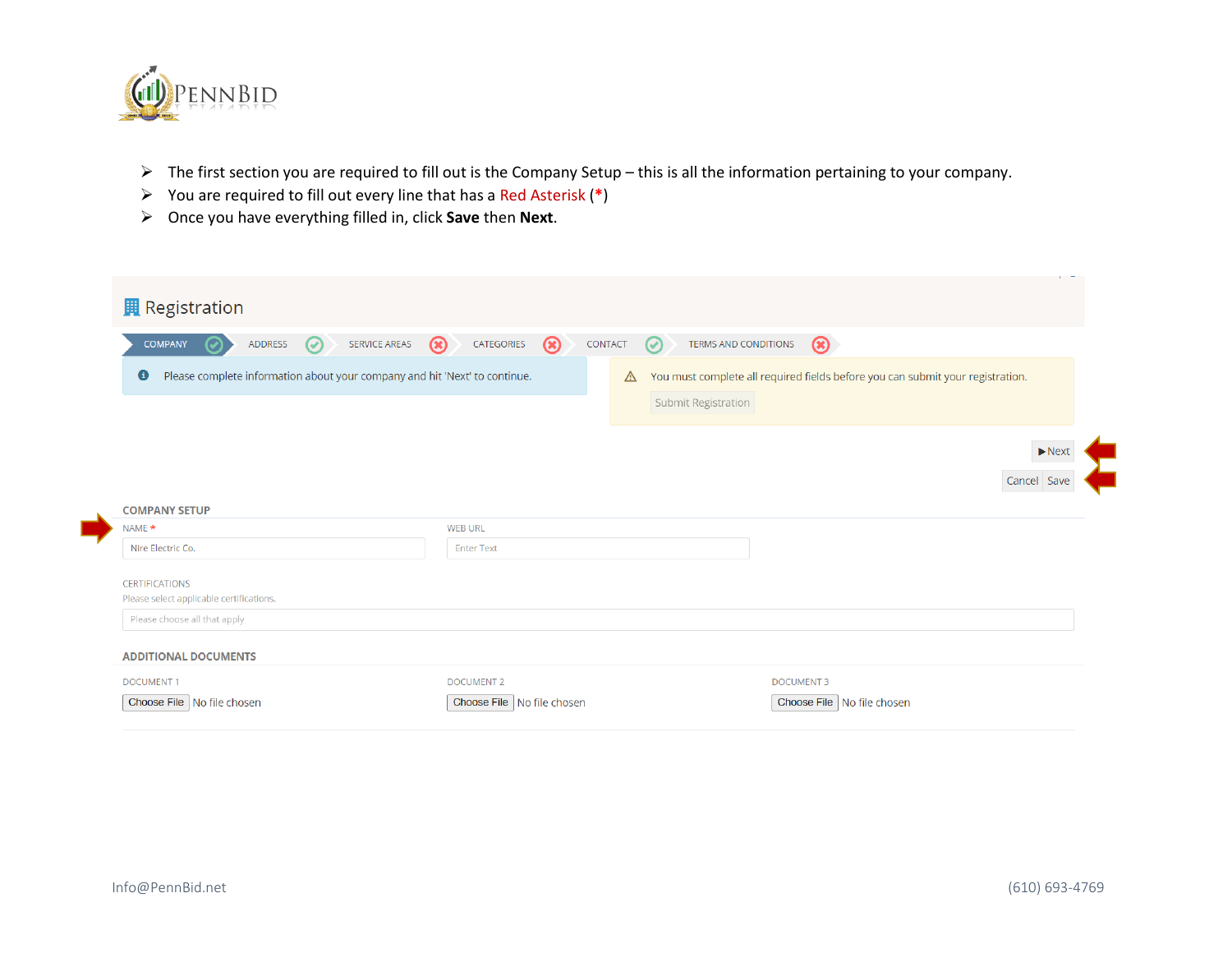- The first section you are required to fill out is the Company Setup – this is all the information pertaining to your company.
- You are required to fill out every line that has a Red Asterisk (*)
- Once you have everything filled in, click **Save** then **Next**.

Registration

COMPANY | ADDRESS | SERVICE AREAS | CATEGORIES | CONTACT | TERMS AND CONDITIONS

Please complete information about your company and hit 'Next' to continue.

You must complete all required fields before you can submit your registration.

Submit Registration

▶Next

Cancel Save

COMPANY SETUP

NAME *

Nire Electric Co.

WEB URL

Enter Text

CERTIFICATIONS

Please select applicable certifications.

Please choose all that apply

ADDITIONAL DOCUMENTS

DOCUMENT 1

Choose File No file chosen

DOCUMENT 2

Choose File No file chosen

DOCUMENT 3

Choose File No file chosen

Info@PennBid.net (610) 693-4769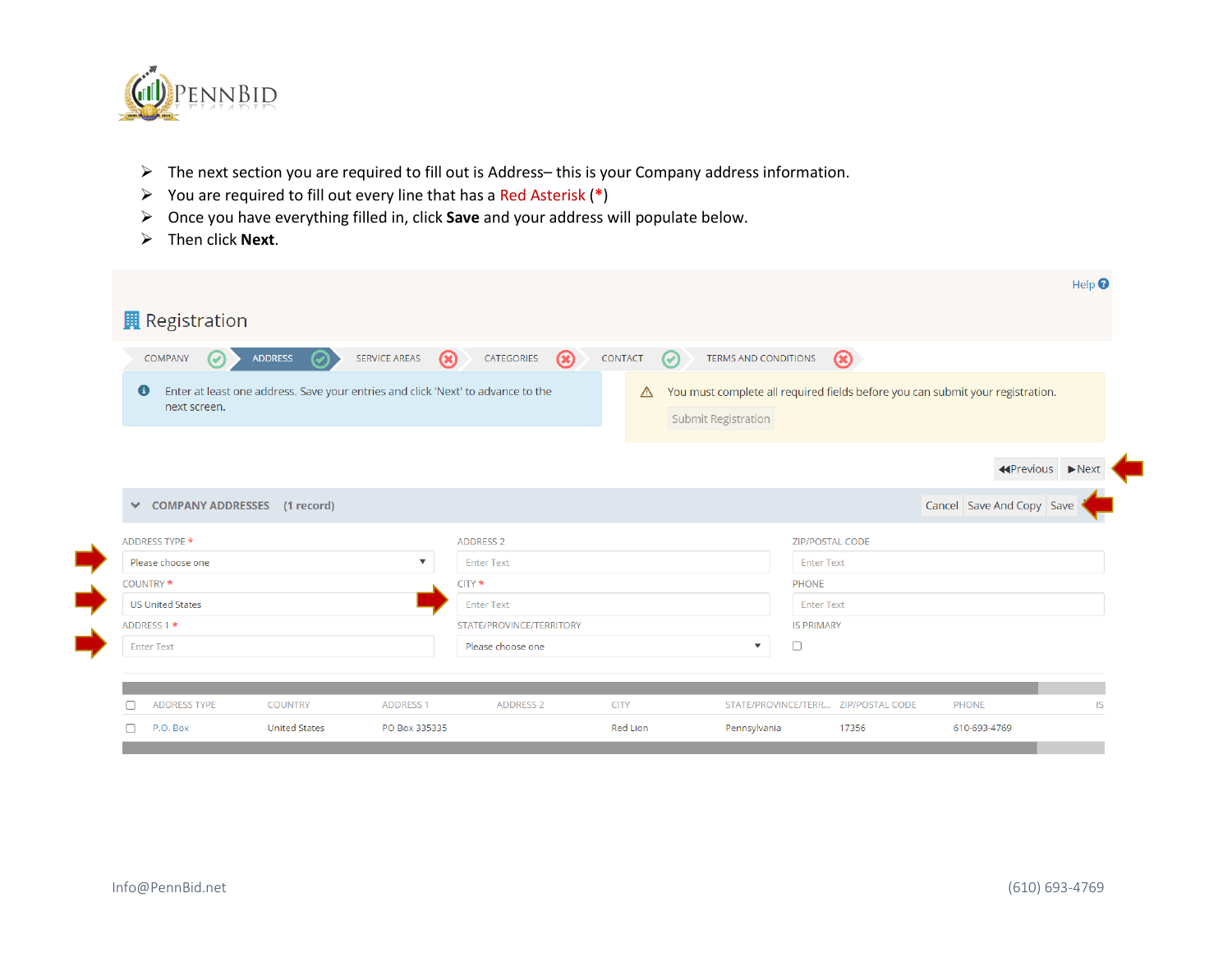- The next section you are required to fill out is Address– this is your Company address information.
- You are required to fill out every line that has a Red Asterisk (*)
- Once you have everything filled in, click **Save** and your address will populate below.
- Then click **Next**.

Help

# Registration

COMPANY | ADDRESS | SERVICE AREAS | CATEGORIES | CONTACT | TERMS AND CONDITIONS

Enter at least one address. Save your entries and click 'Next' to advance to the next screen.

You must complete all required fields before you can submit your registration.

Submit Registration

Previous | Next

**COMPANY ADDRESSES** (1 record)

Cancel | Save And Copy | Save

ADDRESS TYPE * Please choose one

COUNTRY * US United States

ADDRESS 1 * Enter Text

ADDRESS 2 Enter Text

CITY * Enter Text

STATE/PROVINCE/TERRITORY Please choose one

ZIP/POSTAL CODE Enter Text

PHONE Enter Text

IS PRIMARY

| ADDRESS TYPE | COUNTRY | ADDRESS 1 | ADDRESS 2 | CITY | STATE/PROVINCE/TERR... | ZIP/POSTAL CODE | PHONE | IS |
|---|---|---|---|---|---|---|---|---|
| P.O. Box | United States | PO Box 335335 | | Red Lion | Pennsylvania | 17356 | 610-693-4769 | |

Info@PennBid.net (610) 693-4769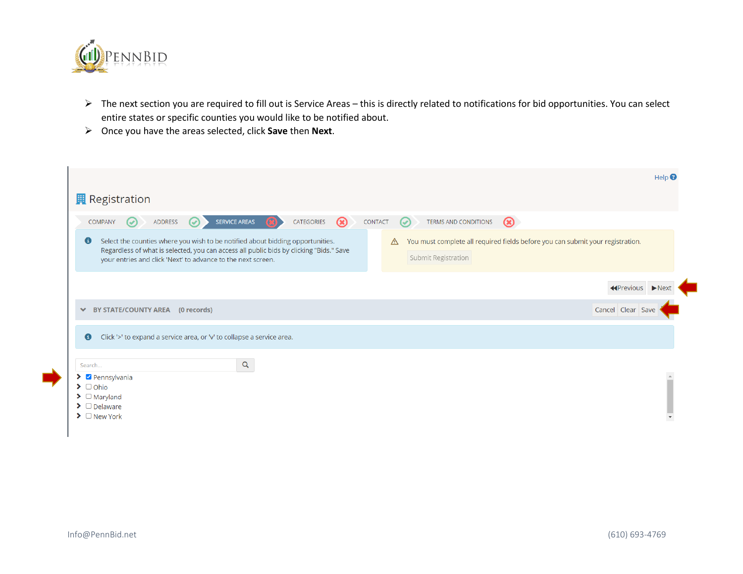- The next section you are required to fill out is Service Areas – this is directly related to notifications for bid opportunities. You can select entire states or specific counties you would like to be notified about.
- Once you have the areas selected, click **Save** then **Next**.

Registration

COMPANY | ADDRESS | SERVICE AREAS | CATEGORIES | CONTACT | TERMS AND CONDITIONS

Select the counties where you wish to be notified about bidding opportunities. Regardless of what is selected, you can access all public bids by clicking "Bids." Save your entries and click 'Next' to advance to the next screen.

You must complete all required fields before you can submit your registration.

Submit Registration

Previous | Next

BY STATE/COUNTY AREA (0 records) — Cancel | Clear | Save

Click '>' to expand a service area, or 'v' to collapse a service area.

Search...

- [x] Pennsylvania
- [ ] Ohio
- [ ] Maryland
- [ ] Delaware
- [ ] New York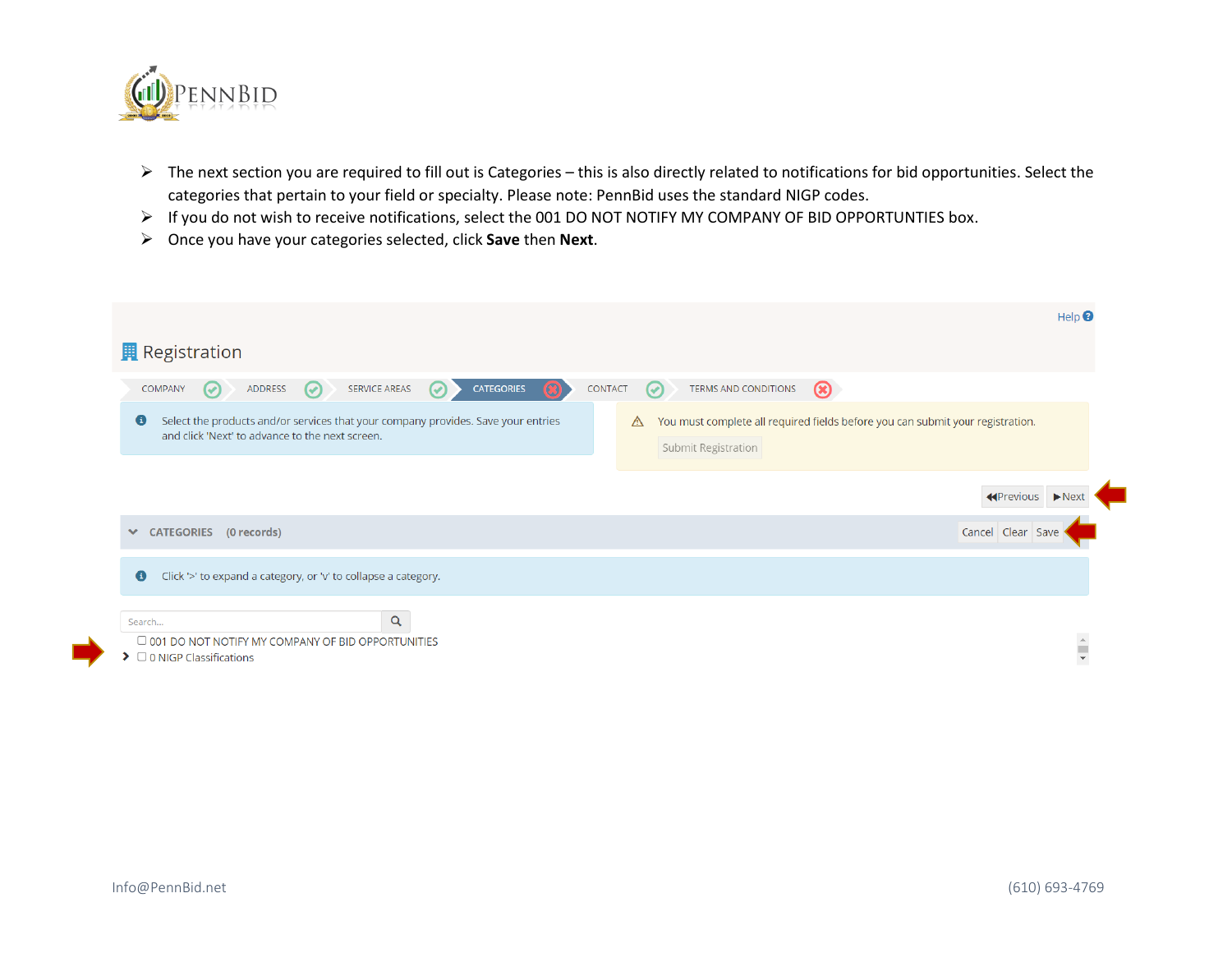- The next section you are required to fill out is Categories – this is also directly related to notifications for bid opportunities. Select the categories that pertain to your field or specialty. Please note: PennBid uses the standard NIGP codes.
- If you do not wish to receive notifications, select the 001 DO NOT NOTIFY MY COMPANY OF BID OPPORTUNTIES box.
- Once you have your categories selected, click **Save** then **Next**.

Help

Registration

COMPANY | ADDRESS | SERVICE AREAS | CATEGORIES | CONTACT | TERMS AND CONDITIONS

Select the products and/or services that your company provides. Save your entries and click 'Next' to advance to the next screen.

You must complete all required fields before you can submit your registration.

Submit Registration

Previous | Next

CATEGORIES (0 records) | Cancel | Clear | Save

Click '>' to expand a category, or 'v' to collapse a category.

Search...

☐ 001 DO NOT NOTIFY MY COMPANY OF BID OPPORTUNITIES

☐ 0 NIGP Classifications

Info@PennBid.net (610) 693-4769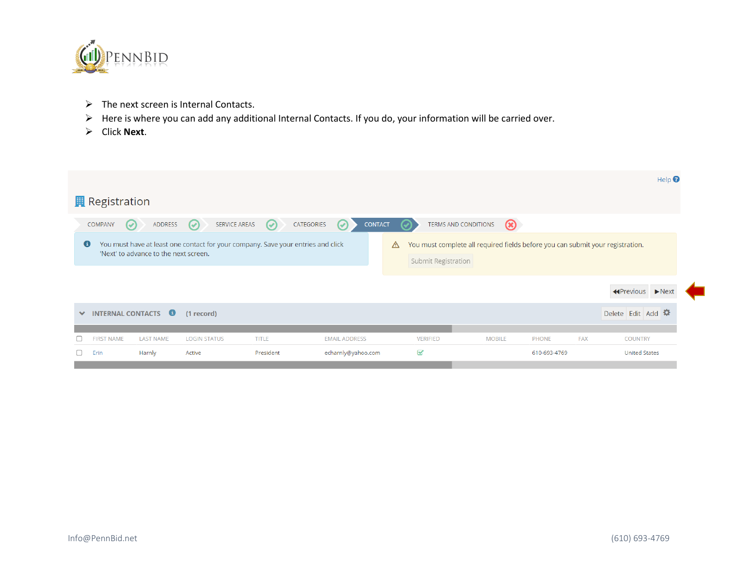- The next screen is Internal Contacts.
- Here is where you can add any additional Internal Contacts. If you do, your information will be carried over.
- Click **Next**.

Help

# Registration

COMPANY ✓ | ADDRESS ✓ | SERVICE AREAS ✓ | CATEGORIES ✓ | CONTACT ✓ | TERMS AND CONDITIONS ✗

You must have at least one contact for your company. Save your entries and click 'Next' to advance to the next screen.

You must complete all required fields before you can submit your registration.

Submit Registration

Previous | Next

**INTERNAL CONTACTS** (1 record) — Delete | Edit | Add

| FIRST NAME | LAST NAME | LOGIN STATUS | TITLE | EMAIL ADDRESS | VERIFIED | MOBILE | PHONE | FAX | COUNTRY |
|---|---|---|---|---|---|---|---|---|---|
| Erin | Harnly | Active | President | echarnly@yahoo.com | ✓ | | 610-693-4769 | | United States |

Info@PennBid.net (610) 693-4769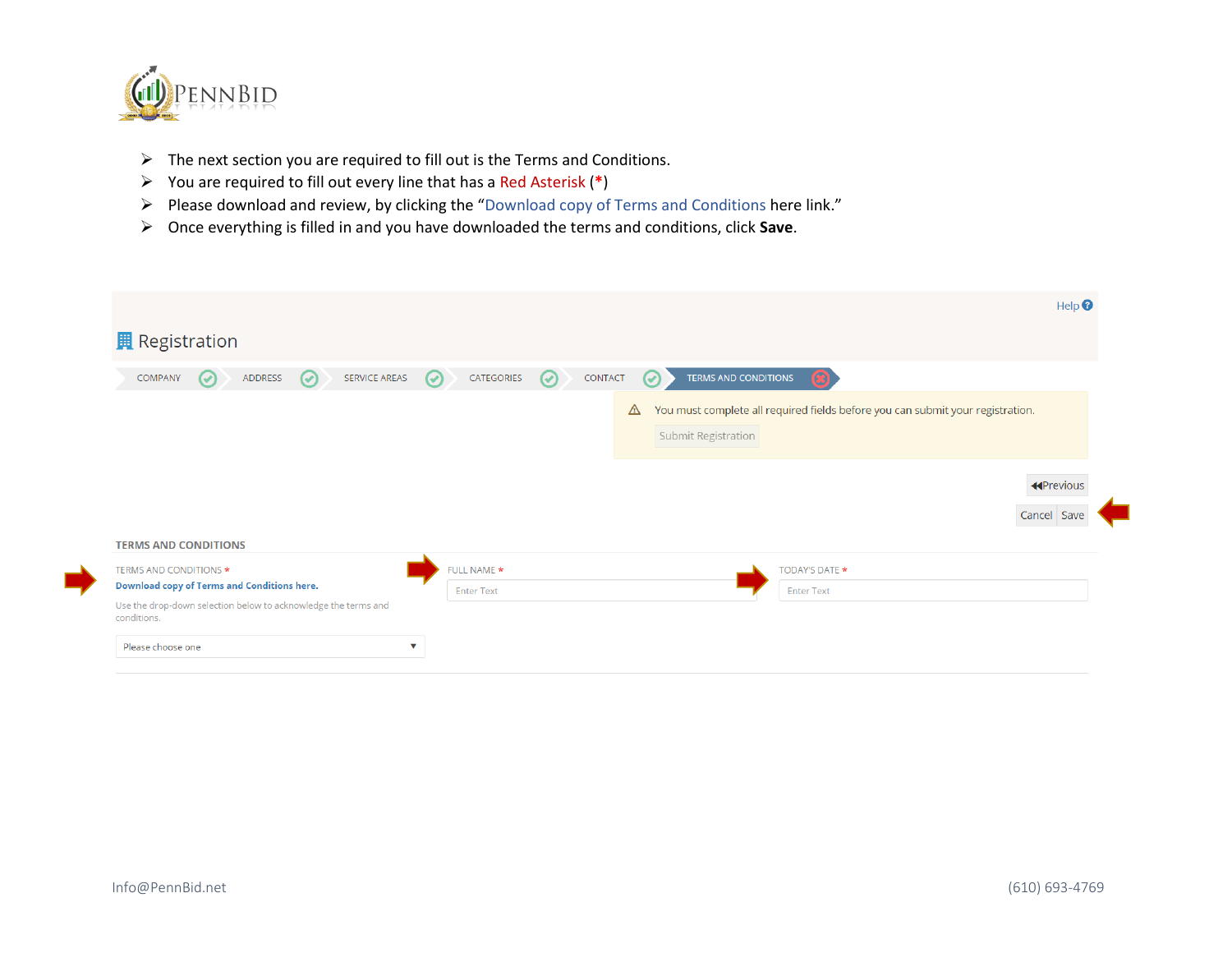- The next section you are required to fill out is the Terms and Conditions.
- You are required to fill out every line that has a Red Asterisk (*)
- Please download and review, by clicking the "Download copy of Terms and Conditions here link."
- Once everything is filled in and you have downloaded the terms and conditions, click **Save**.

Help

Registration

COMPANY | ADDRESS | SERVICE AREAS | CATEGORIES | CONTACT | TERMS AND CONDITIONS

You must complete all required fields before you can submit your registration.

Submit Registration

Previous

Cancel Save

TERMS AND CONDITIONS

TERMS AND CONDITIONS *

**Download copy of Terms and Conditions here.**

Use the drop-down selection below to acknowledge the terms and conditions.

Please choose one

FULL NAME *

Enter Text

TODAY'S DATE *

Enter Text

Info@PennBid.net

(610) 693-4769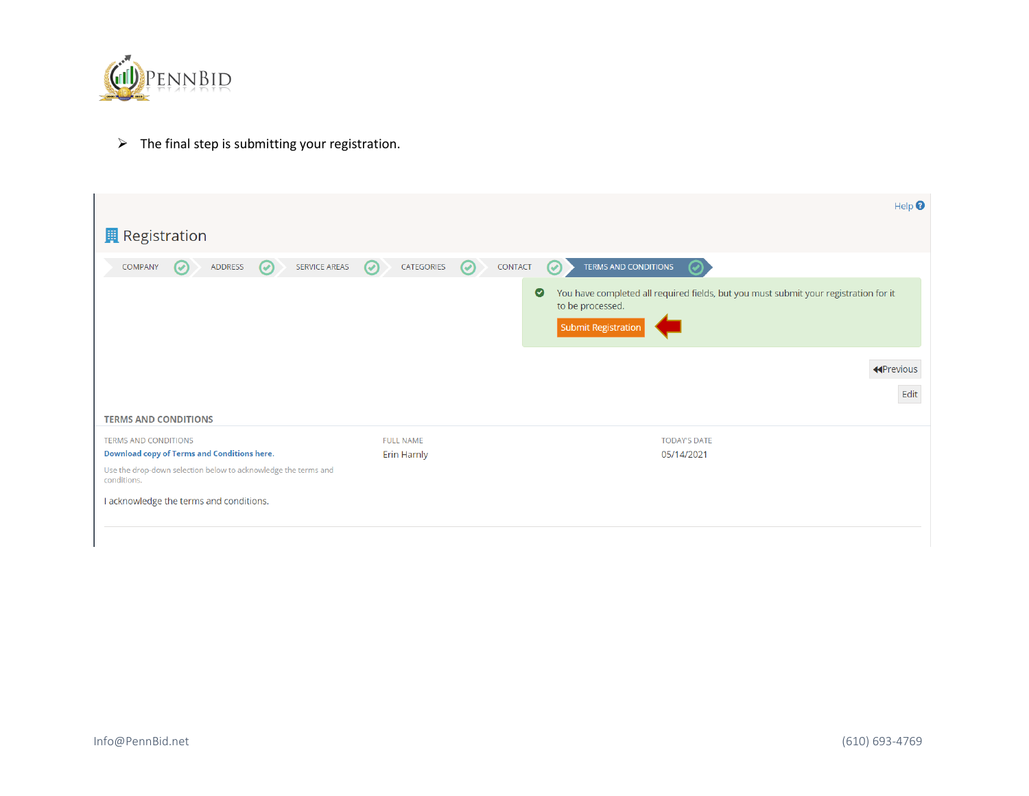- The final step is submitting your registration.

Help

# Registration

COMPANY | ADDRESS | SERVICE AREAS | CATEGORIES | CONTACT | TERMS AND CONDITIONS

You have completed all required fields, but you must submit your registration for it to be processed.

Submit Registration

Previous

Edit

## TERMS AND CONDITIONS

| TERMS AND CONDITIONS | FULL NAME | TODAY'S DATE |
|---|---|---|
| **Download copy of Terms and Conditions here.** | Erin Harnly | 05/14/2021 |
| Use the drop-down selection below to acknowledge the terms and conditions. | | |

I acknowledge the terms and conditions.

Info@PennBid.net (610) 693-4769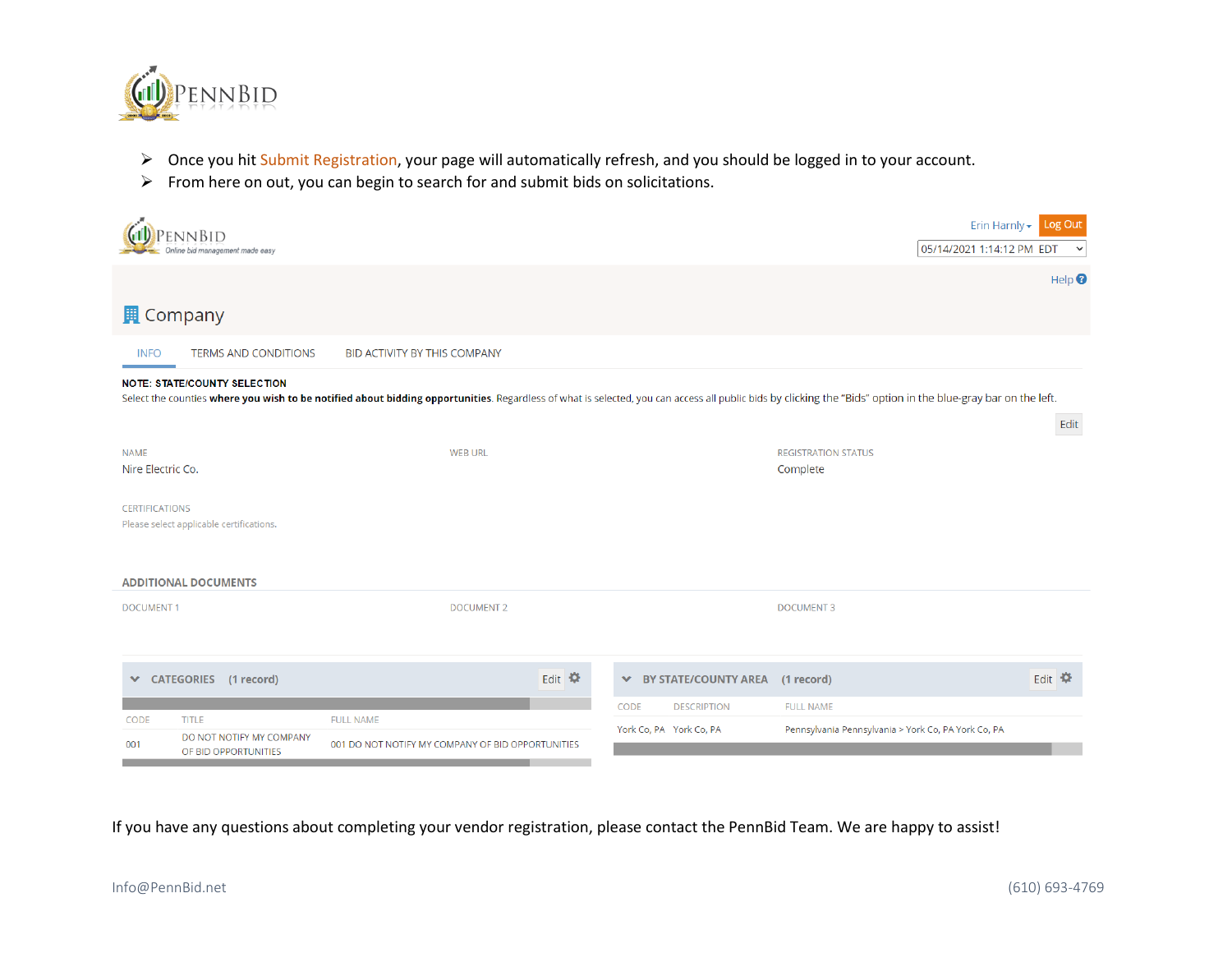- Once you hit Submit Registration, your page will automatically refresh, and you should be logged in to your account.
- From here on out, you can begin to search for and submit bids on solicitations.

Erin Harnly Log Out

05/14/2021 1:14:12 PM EDT

Help

# Company

INFO | TERMS AND CONDITIONS | BID ACTIVITY BY THIS COMPANY

**NOTE: STATE/COUNTY SELECTION**

Select the counties **where you wish to be notified about bidding opportunities**. Regardless of what is selected, you can access all public bids by clicking the "Bids" option in the blue-gray bar on the left.

Edit

NAME
Nire Electric Co.

WEB URL

REGISTRATION STATUS
Complete

CERTIFICATIONS
Please select applicable certifications.

**ADDITIONAL DOCUMENTS**

DOCUMENT 1 | DOCUMENT 2 | DOCUMENT 3

**CATEGORIES (1 record)** Edit

| CODE | TITLE | FULL NAME |
|---|---|---|
| 001 | DO NOT NOTIFY MY COMPANY OF BID OPPORTUNITIES | 001 DO NOT NOTIFY MY COMPANY OF BID OPPORTUNITIES |

**BY STATE/COUNTY AREA (1 record)** Edit

| CODE | DESCRIPTION | FULL NAME |
|---|---|---|
| York Co, PA | York Co, PA | Pennsylvania Pennsylvania > York Co, PA York Co, PA |

If you have any questions about completing your vendor registration, please contact the PennBid Team. We are happy to assist!

Info@PennBid.net (610) 693-4769